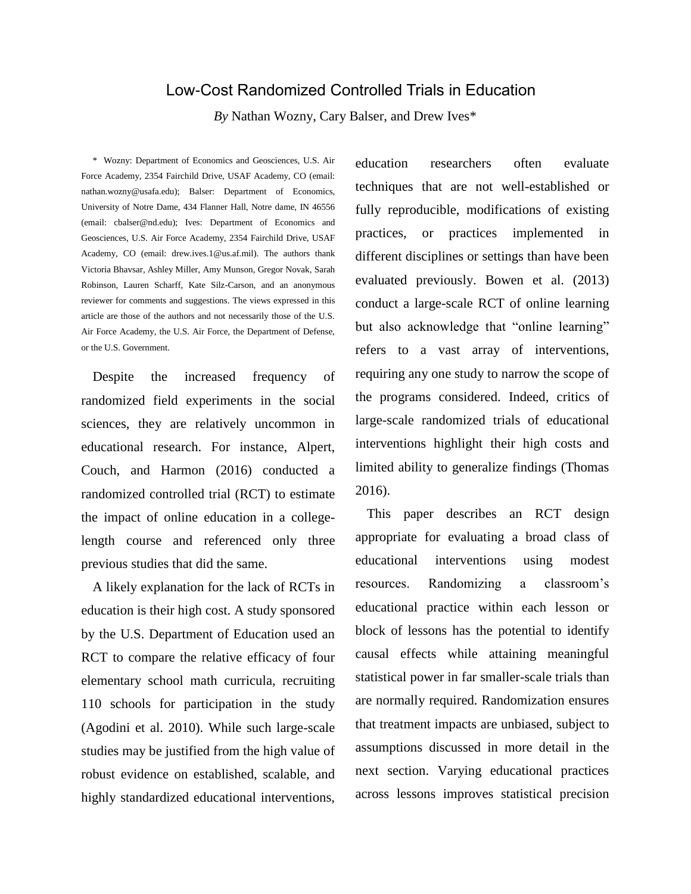# Low-Cost Randomized Controlled Trials in Education

*By* Nathan Wozny, Cary Balser, and Drew Ives*

\* Wozny: Department of Economics and Geosciences, U.S. Air Force Academy, 2354 Fairchild Drive, USAF Academy, CO (email: nathan.wozny@usafa.edu); Balser: Department of Economics, University of Notre Dame, 434 Flanner Hall, Notre dame, IN 46556 (email: cbalser@nd.edu); Ives: Department of Economics and Geosciences, U.S. Air Force Academy, 2354 Fairchild Drive, USAF Academy, CO (email: drew.ives.1@us.af.mil). The authors thank Victoria Bhavsar, Ashley Miller, Amy Munson, Gregor Novak, Sarah Robinson, Lauren Scharff, Kate Silz-Carson, and an anonymous reviewer for comments and suggestions. The views expressed in this article are those of the authors and not necessarily those of the U.S. Air Force Academy, the U.S. Air Force, the Department of Defense, or the U.S. Government.

Despite the increased frequency of randomized field experiments in the social sciences, they are relatively uncommon in educational research. For instance, Alpert, Couch, and Harmon (2016) conducted a randomized controlled trial (RCT) to estimate the impact of online education in a college-length course and referenced only three previous studies that did the same.

A likely explanation for the lack of RCTs in education is their high cost. A study sponsored by the U.S. Department of Education used an RCT to compare the relative efficacy of four elementary school math curricula, recruiting 110 schools for participation in the study (Agodini et al. 2010). While such large-scale studies may be justified from the high value of robust evidence on established, scalable, and highly standardized educational interventions, education researchers often evaluate techniques that are not well-established or fully reproducible, modifications of existing practices, or practices implemented in different disciplines or settings than have been evaluated previously. Bowen et al. (2013) conduct a large-scale RCT of online learning but also acknowledge that "online learning" refers to a vast array of interventions, requiring any one study to narrow the scope of the programs considered. Indeed, critics of large-scale randomized trials of educational interventions highlight their high costs and limited ability to generalize findings (Thomas 2016).

This paper describes an RCT design appropriate for evaluating a broad class of educational interventions using modest resources. Randomizing a classroom's educational practice within each lesson or block of lessons has the potential to identify causal effects while attaining meaningful statistical power in far smaller-scale trials than are normally required. Randomization ensures that treatment impacts are unbiased, subject to assumptions discussed in more detail in the next section. Varying educational practices across lessons improves statistical precision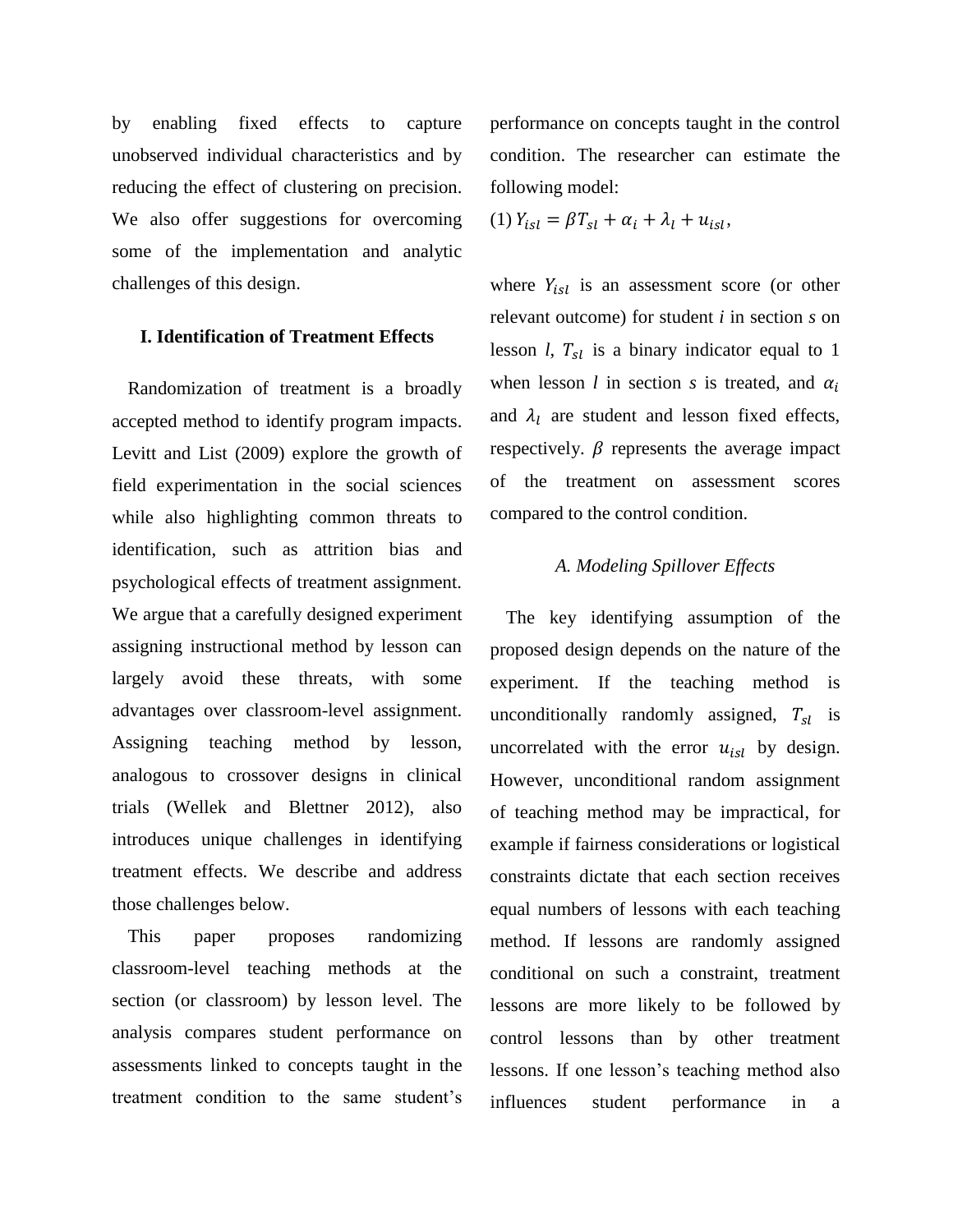by enabling fixed effects to capture unobserved individual characteristics and by reducing the effect of clustering on precision. We also offer suggestions for overcoming some of the implementation and analytic challenges of this design.

## I. Identification of Treatment Effects

Randomization of treatment is a broadly accepted method to identify program impacts. Levitt and List (2009) explore the growth of field experimentation in the social sciences while also highlighting common threats to identification, such as attrition bias and psychological effects of treatment assignment. We argue that a carefully designed experiment assigning instructional method by lesson can largely avoid these threats, with some advantages over classroom-level assignment. Assigning teaching method by lesson, analogous to crossover designs in clinical trials (Wellek and Blettner 2012), also introduces unique challenges in identifying treatment effects. We describe and address those challenges below.

This paper proposes randomizing classroom-level teaching methods at the section (or classroom) by lesson level. The analysis compares student performance on assessments linked to concepts taught in the treatment condition to the same student's performance on concepts taught in the control condition. The researcher can estimate the following model:

$$(1)\ Y_{isl} = \beta T_{sl} + \alpha_i + \lambda_l + u_{isl},$$

where $Y_{isl}$ is an assessment score (or other relevant outcome) for student *i* in section *s* on lesson *l*, $T_{sl}$ is a binary indicator equal to 1 when lesson *l* in section *s* is treated, and $\alpha_i$ and $\lambda_l$ are student and lesson fixed effects, respectively. $\beta$ represents the average impact of the treatment on assessment scores compared to the control condition.

### *A. Modeling Spillover Effects*

The key identifying assumption of the proposed design depends on the nature of the experiment. If the teaching method is unconditionally randomly assigned, $T_{sl}$ is uncorrelated with the error $u_{isl}$ by design. However, unconditional random assignment of teaching method may be impractical, for example if fairness considerations or logistical constraints dictate that each section receives equal numbers of lessons with each teaching method. If lessons are randomly assigned conditional on such a constraint, treatment lessons are more likely to be followed by control lessons than by other treatment lessons. If one lesson's teaching method also influences student performance in a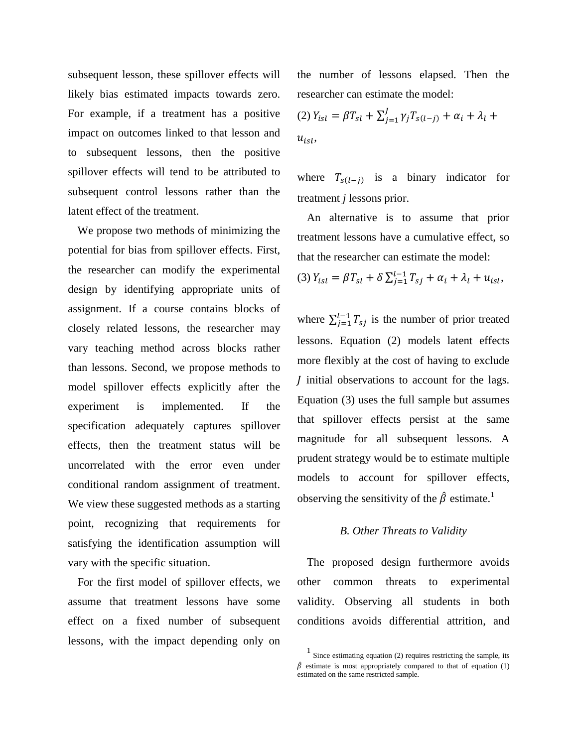subsequent lesson, these spillover effects will likely bias estimated impacts towards zero. For example, if a treatment has a positive impact on outcomes linked to that lesson and to subsequent lessons, then the positive spillover effects will tend to be attributed to subsequent control lessons rather than the latent effect of the treatment.

We propose two methods of minimizing the potential for bias from spillover effects. First, the researcher can modify the experimental design by identifying appropriate units of assignment. If a course contains blocks of closely related lessons, the researcher may vary teaching method across blocks rather than lessons. Second, we propose methods to model spillover effects explicitly after the experiment is implemented. If the specification adequately captures spillover effects, then the treatment status will be uncorrelated with the error even under conditional random assignment of treatment. We view these suggested methods as a starting point, recognizing that requirements for satisfying the identification assumption will vary with the specific situation.

For the first model of spillover effects, we assume that treatment lessons have some effect on a fixed number of subsequent lessons, with the impact depending only on the number of lessons elapsed. Then the researcher can estimate the model:

$$(2)\ Y_{isl} = \beta T_{sl} + \sum_{j=1}^{J} \gamma_j T_{s(l-j)} + \alpha_i + \lambda_l + u_{isl},$$

where $T_{s(l-j)}$ is a binary indicator for treatment *j* lessons prior.

An alternative is to assume that prior treatment lessons have a cumulative effect, so that the researcher can estimate the model:

$$(3)\ Y_{isl} = \beta T_{sl} + \delta \sum_{j=1}^{l-1} T_{sj} + \alpha_i + \lambda_l + u_{isl},$$

where $\sum_{j=1}^{l-1} T_{sj}$ is the number of prior treated lessons. Equation (2) models latent effects more flexibly at the cost of having to exclude $J$ initial observations to account for the lags. Equation (3) uses the full sample but assumes that spillover effects persist at the same magnitude for all subsequent lessons. A prudent strategy would be to estimate multiple models to account for spillover effects, observing the sensitivity of the $\hat{\beta}$ estimate.[1]

### *B. Other Threats to Validity*

The proposed design furthermore avoids other common threats to experimental validity. Observing all students in both conditions avoids differential attrition, and

[1] Since estimating equation (2) requires restricting the sample, its $\hat{\beta}$ estimate is most appropriately compared to that of equation (1) estimated on the same restricted sample.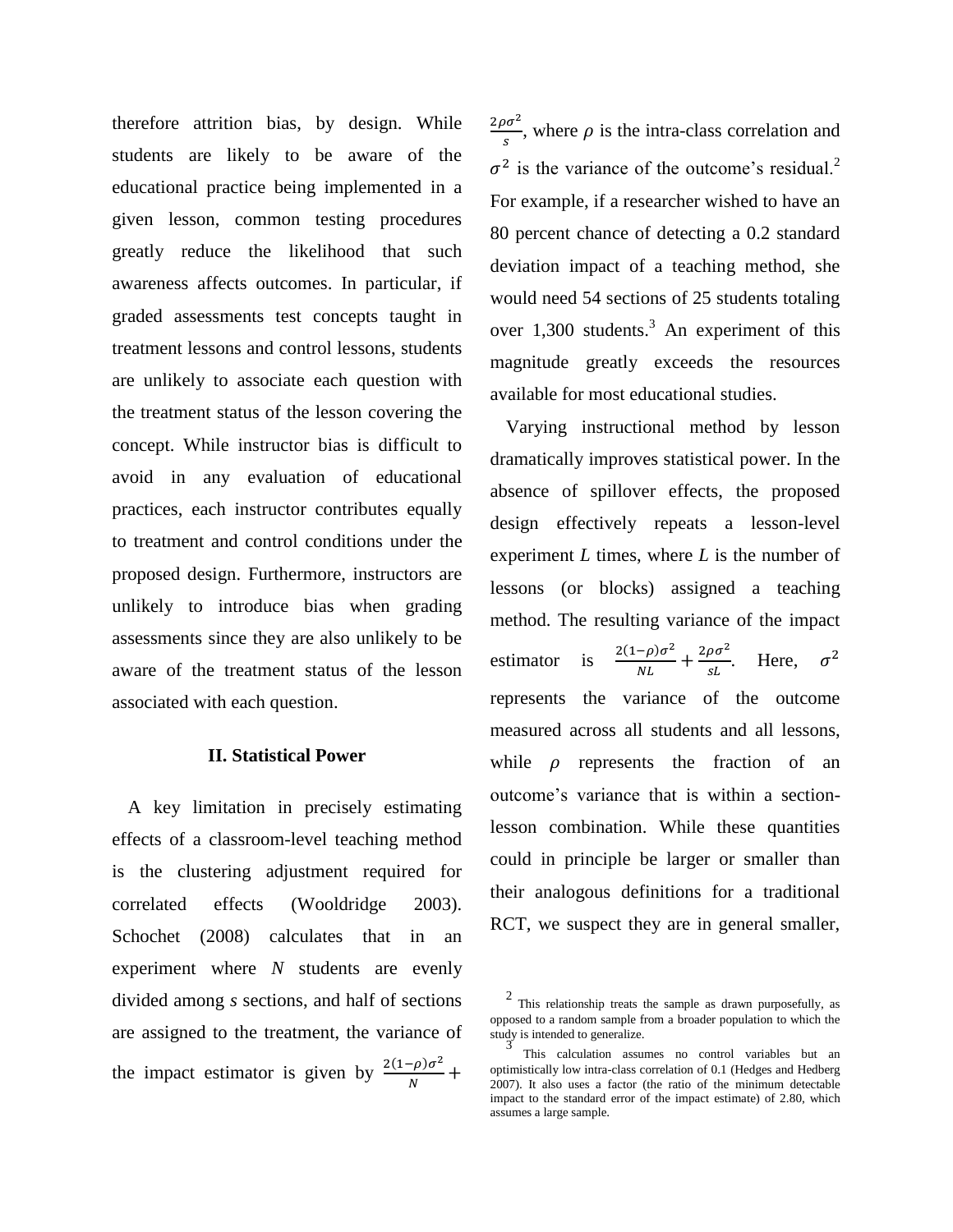therefore attrition bias, by design. While students are likely to be aware of the educational practice being implemented in a given lesson, common testing procedures greatly reduce the likelihood that such awareness affects outcomes. In particular, if graded assessments test concepts taught in treatment lessons and control lessons, students are unlikely to associate each question with the treatment status of the lesson covering the concept. While instructor bias is difficult to avoid in any evaluation of educational practices, each instructor contributes equally to treatment and control conditions under the proposed design. Furthermore, instructors are unlikely to introduce bias when grading assessments since they are also unlikely to be aware of the treatment status of the lesson associated with each question.

## II. Statistical Power

A key limitation in precisely estimating effects of a classroom-level teaching method is the clustering adjustment required for correlated effects (Wooldridge 2003). Schochet (2008) calculates that in an experiment where *N* students are evenly divided among *s* sections, and half of sections are assigned to the treatment, the variance of the impact estimator is given by $\frac{2(1-\rho)\sigma^2}{N} + \frac{2\rho\sigma^2}{s}$, where $\rho$ is the intra-class correlation and $\sigma^2$ is the variance of the outcome's residual.[2] For example, if a researcher wished to have an 80 percent chance of detecting a 0.2 standard deviation impact of a teaching method, she would need 54 sections of 25 students totaling over 1,300 students.[3] An experiment of this magnitude greatly exceeds the resources available for most educational studies.

Varying instructional method by lesson dramatically improves statistical power. In the absence of spillover effects, the proposed design effectively repeats a lesson-level experiment *L* times, where *L* is the number of lessons (or blocks) assigned a teaching method. The resulting variance of the impact estimator is $\frac{2(1-\rho)\sigma^2}{NL} + \frac{2\rho\sigma^2}{sL}$. Here, $\sigma^2$ represents the variance of the outcome measured across all students and all lessons, while $\rho$ represents the fraction of an outcome's variance that is within a section-lesson combination. While these quantities could in principle be larger or smaller than their analogous definitions for a traditional RCT, we suspect they are in general smaller,

[2] This relationship treats the sample as drawn purposefully, as opposed to a random sample from a broader population to which the study is intended to generalize.

[3] This calculation assumes no control variables but an optimistically low intra-class correlation of 0.1 (Hedges and Hedberg 2007). It also uses a factor (the ratio of the minimum detectable impact to the standard error of the impact estimate) of 2.80, which assumes a large sample.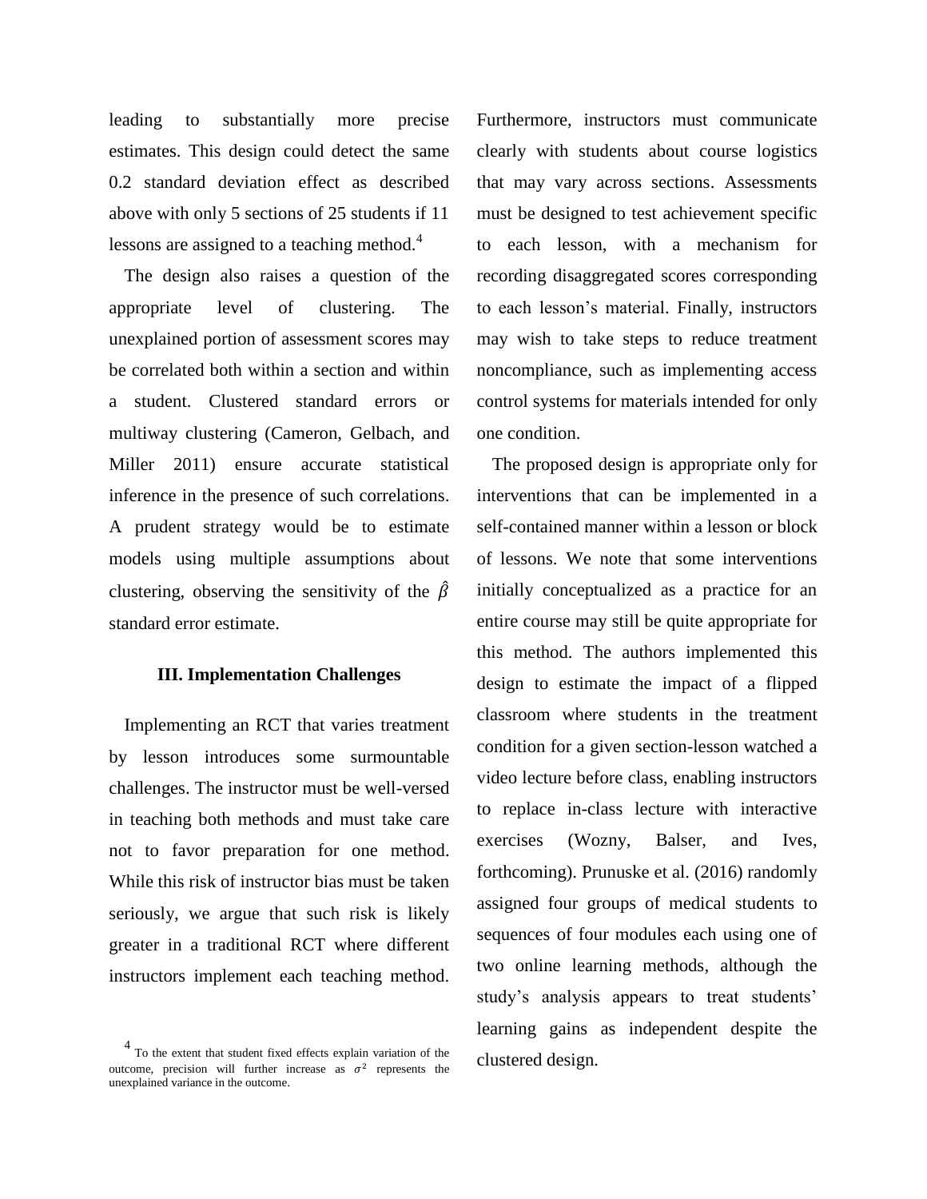leading to substantially more precise estimates. This design could detect the same 0.2 standard deviation effect as described above with only 5 sections of 25 students if 11 lessons are assigned to a teaching method.[4]

The design also raises a question of the appropriate level of clustering. The unexplained portion of assessment scores may be correlated both within a section and within a student. Clustered standard errors or multiway clustering (Cameron, Gelbach, and Miller 2011) ensure accurate statistical inference in the presence of such correlations. A prudent strategy would be to estimate models using multiple assumptions about clustering, observing the sensitivity of the $\hat{\beta}$ standard error estimate.

## III. Implementation Challenges

Implementing an RCT that varies treatment by lesson introduces some surmountable challenges. The instructor must be well-versed in teaching both methods and must take care not to favor preparation for one method. While this risk of instructor bias must be taken seriously, we argue that such risk is likely greater in a traditional RCT where different instructors implement each teaching method. Furthermore, instructors must communicate clearly with students about course logistics that may vary across sections. Assessments must be designed to test achievement specific to each lesson, with a mechanism for recording disaggregated scores corresponding to each lesson's material. Finally, instructors may wish to take steps to reduce treatment noncompliance, such as implementing access control systems for materials intended for only one condition.

The proposed design is appropriate only for interventions that can be implemented in a self-contained manner within a lesson or block of lessons. We note that some interventions initially conceptualized as a practice for an entire course may still be quite appropriate for this method. The authors implemented this design to estimate the impact of a flipped classroom where students in the treatment condition for a given section-lesson watched a video lecture before class, enabling instructors to replace in-class lecture with interactive exercises (Wozny, Balser, and Ives, forthcoming). Prunuske et al. (2016) randomly assigned four groups of medical students to sequences of four modules each using one of two online learning methods, although the study's analysis appears to treat students' learning gains as independent despite the clustered design.

[4] To the extent that student fixed effects explain variation of the outcome, precision will further increase as $\sigma^2$ represents the unexplained variance in the outcome.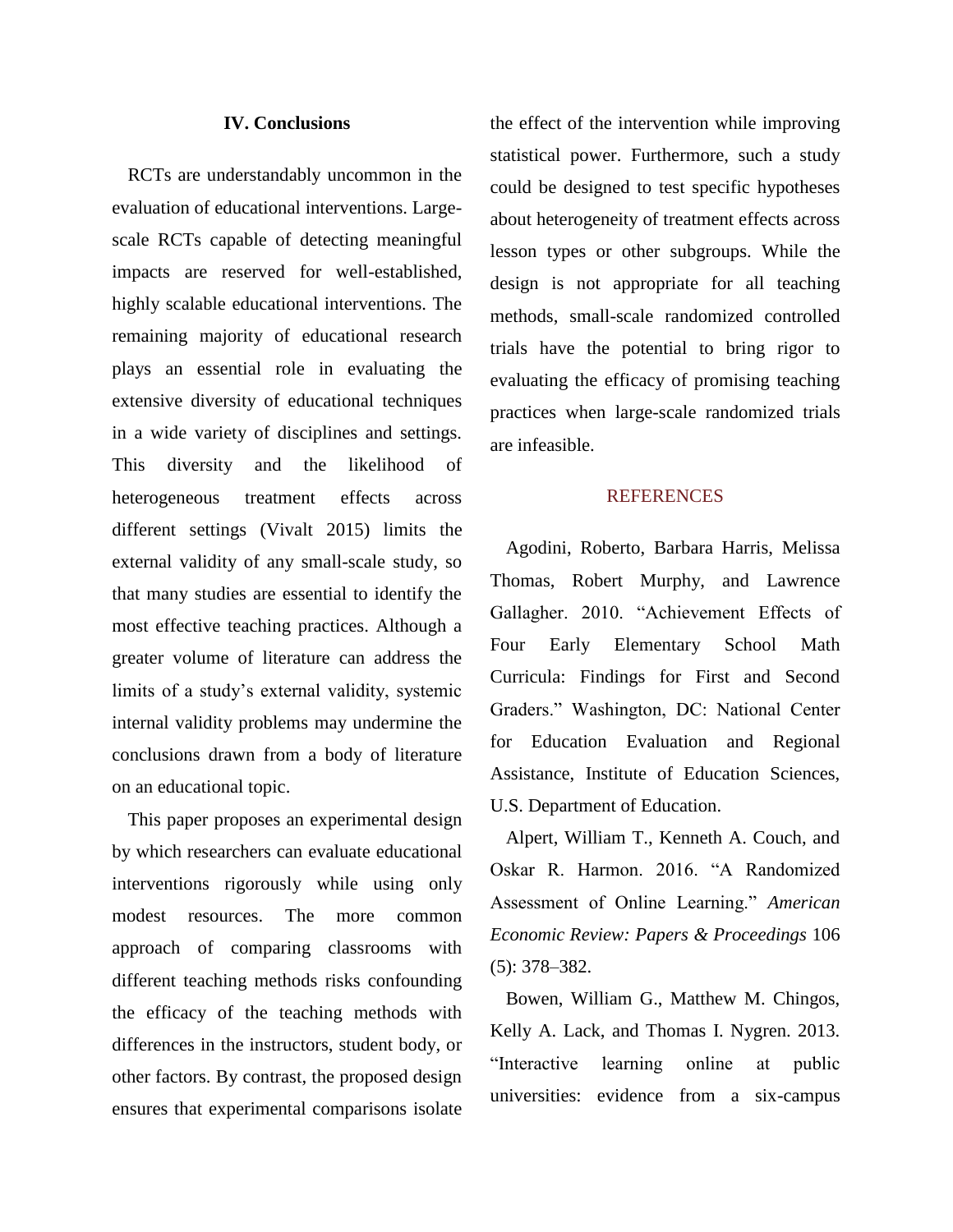## IV. Conclusions

RCTs are understandably uncommon in the evaluation of educational interventions. Large-scale RCTs capable of detecting meaningful impacts are reserved for well-established, highly scalable educational interventions. The remaining majority of educational research plays an essential role in evaluating the extensive diversity of educational techniques in a wide variety of disciplines and settings. This diversity and the likelihood of heterogeneous treatment effects across different settings (Vivalt 2015) limits the external validity of any small-scale study, so that many studies are essential to identify the most effective teaching practices. Although a greater volume of literature can address the limits of a study's external validity, systemic internal validity problems may undermine the conclusions drawn from a body of literature on an educational topic.

This paper proposes an experimental design by which researchers can evaluate educational interventions rigorously while using only modest resources. The more common approach of comparing classrooms with different teaching methods risks confounding the efficacy of the teaching methods with differences in the instructors, student body, or other factors. By contrast, the proposed design ensures that experimental comparisons isolate the effect of the intervention while improving statistical power. Furthermore, such a study could be designed to test specific hypotheses about heterogeneity of treatment effects across lesson types or other subgroups. While the design is not appropriate for all teaching methods, small-scale randomized controlled trials have the potential to bring rigor to evaluating the efficacy of promising teaching practices when large-scale randomized trials are infeasible.

## REFERENCES

Agodini, Roberto, Barbara Harris, Melissa Thomas, Robert Murphy, and Lawrence Gallagher. 2010. "Achievement Effects of Four Early Elementary School Math Curricula: Findings for First and Second Graders." Washington, DC: National Center for Education Evaluation and Regional Assistance, Institute of Education Sciences, U.S. Department of Education.

Alpert, William T., Kenneth A. Couch, and Oskar R. Harmon. 2016. "A Randomized Assessment of Online Learning." *American Economic Review: Papers & Proceedings* 106 (5): 378–382.

Bowen, William G., Matthew M. Chingos, Kelly A. Lack, and Thomas I. Nygren. 2013. "Interactive learning online at public universities: evidence from a six-campus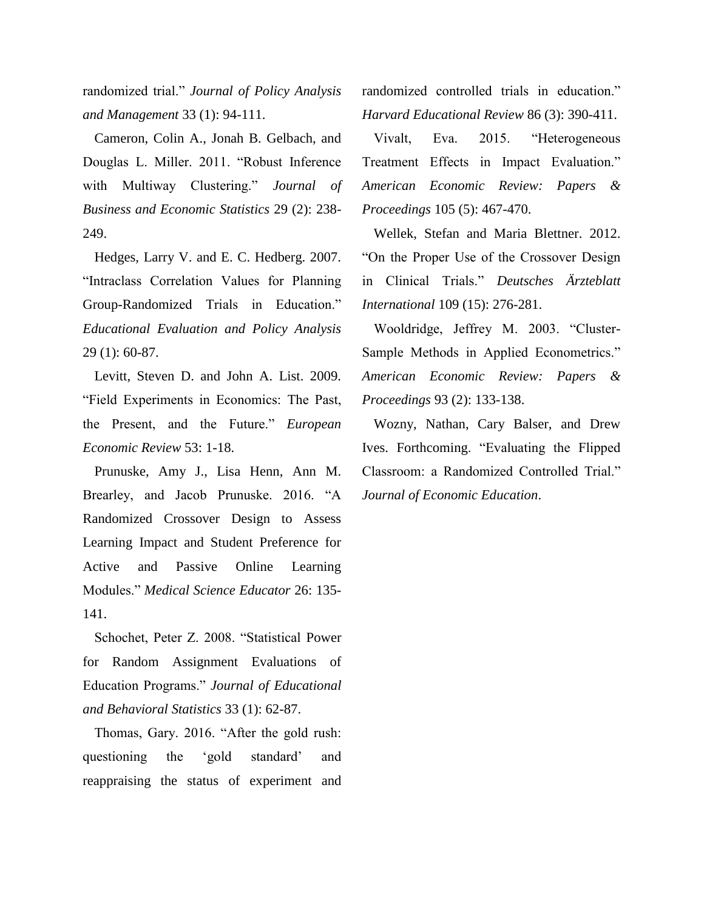randomized trial." *Journal of Policy Analysis and Management* 33 (1): 94-111.

Cameron, Colin A., Jonah B. Gelbach, and Douglas L. Miller. 2011. "Robust Inference with Multiway Clustering." *Journal of Business and Economic Statistics* 29 (2): 238-249.

Hedges, Larry V. and E. C. Hedberg. 2007. "Intraclass Correlation Values for Planning Group-Randomized Trials in Education." *Educational Evaluation and Policy Analysis* 29 (1): 60-87.

Levitt, Steven D. and John A. List. 2009. "Field Experiments in Economics: The Past, the Present, and the Future." *European Economic Review* 53: 1-18.

Prunuske, Amy J., Lisa Henn, Ann M. Brearley, and Jacob Prunuske. 2016. "A Randomized Crossover Design to Assess Learning Impact and Student Preference for Active and Passive Online Learning Modules." *Medical Science Educator* 26: 135-141.

Schochet, Peter Z. 2008. "Statistical Power for Random Assignment Evaluations of Education Programs." *Journal of Educational and Behavioral Statistics* 33 (1): 62-87.

Thomas, Gary. 2016. "After the gold rush: questioning the 'gold standard' and reappraising the status of experiment and randomized controlled trials in education." *Harvard Educational Review* 86 (3): 390-411.

Vivalt, Eva. 2015. "Heterogeneous Treatment Effects in Impact Evaluation." *American Economic Review: Papers & Proceedings* 105 (5): 467-470.

Wellek, Stefan and Maria Blettner. 2012. "On the Proper Use of the Crossover Design in Clinical Trials." *Deutsches Ärzteblatt International* 109 (15): 276-281.

Wooldridge, Jeffrey M. 2003. "Cluster-Sample Methods in Applied Econometrics." *American Economic Review: Papers & Proceedings* 93 (2): 133-138.

Wozny, Nathan, Cary Balser, and Drew Ives. Forthcoming. "Evaluating the Flipped Classroom: a Randomized Controlled Trial." *Journal of Economic Education*.